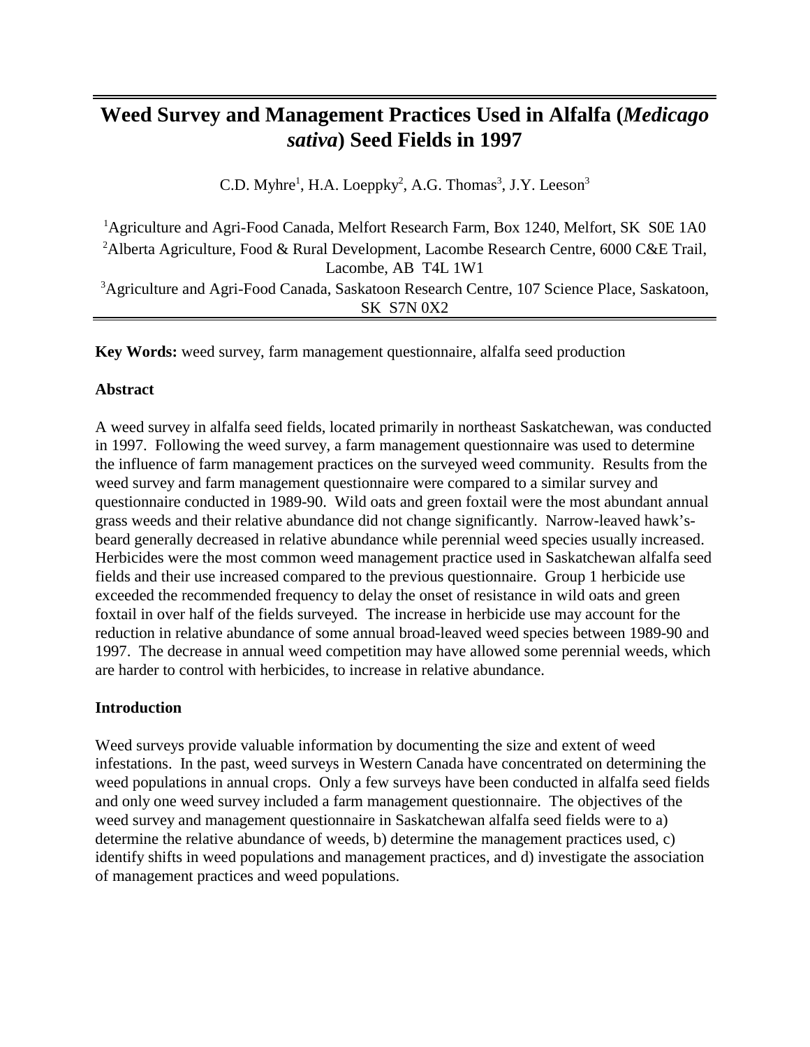# Weed Survey and Management Practices Used in Alfalfa (*Medicago sativa*) Seed Fields in 1997

C.D. Myhre[1], H.A. Loeppky[2], A.G. Thomas[3], J.Y. Leeson[3]

[1]Agriculture and Agri-Food Canada, Melfort Research Farm, Box 1240, Melfort, SK S0E 1A0
[2]Alberta Agriculture, Food & Rural Development, Lacombe Research Centre, 6000 C&E Trail, Lacombe, AB T4L 1W1
[3]Agriculture and Agri-Food Canada, Saskatoon Research Centre, 107 Science Place, Saskatoon, SK S7N 0X2

**Key Words:** weed survey, farm management questionnaire, alfalfa seed production

**Abstract**

A weed survey in alfalfa seed fields, located primarily in northeast Saskatchewan, was conducted in 1997. Following the weed survey, a farm management questionnaire was used to determine the influence of farm management practices on the surveyed weed community. Results from the weed survey and farm management questionnaire were compared to a similar survey and questionnaire conducted in 1989-90. Wild oats and green foxtail were the most abundant annual grass weeds and their relative abundance did not change significantly. Narrow-leaved hawk's-beard generally decreased in relative abundance while perennial weed species usually increased. Herbicides were the most common weed management practice used in Saskatchewan alfalfa seed fields and their use increased compared to the previous questionnaire. Group 1 herbicide use exceeded the recommended frequency to delay the onset of resistance in wild oats and green foxtail in over half of the fields surveyed. The increase in herbicide use may account for the reduction in relative abundance of some annual broad-leaved weed species between 1989-90 and 1997. The decrease in annual weed competition may have allowed some perennial weeds, which are harder to control with herbicides, to increase in relative abundance.

**Introduction**

Weed surveys provide valuable information by documenting the size and extent of weed infestations. In the past, weed surveys in Western Canada have concentrated on determining the weed populations in annual crops. Only a few surveys have been conducted in alfalfa seed fields and only one weed survey included a farm management questionnaire. The objectives of the weed survey and management questionnaire in Saskatchewan alfalfa seed fields were to a) determine the relative abundance of weeds, b) determine the management practices used, c) identify shifts in weed populations and management practices, and d) investigate the association of management practices and weed populations.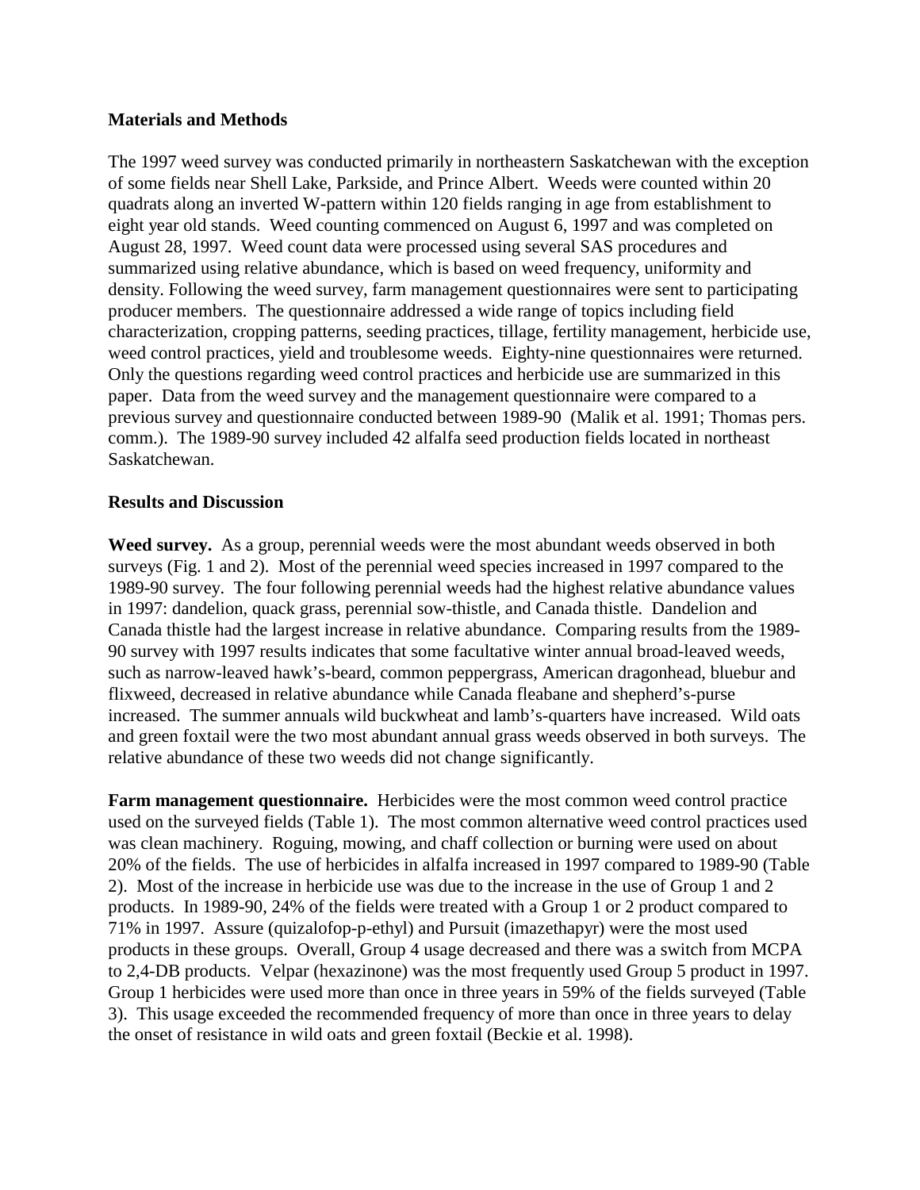## Materials and Methods

The 1997 weed survey was conducted primarily in northeastern Saskatchewan with the exception of some fields near Shell Lake, Parkside, and Prince Albert. Weeds were counted within 20 quadrats along an inverted W-pattern within 120 fields ranging in age from establishment to eight year old stands. Weed counting commenced on August 6, 1997 and was completed on August 28, 1997. Weed count data were processed using several SAS procedures and summarized using relative abundance, which is based on weed frequency, uniformity and density. Following the weed survey, farm management questionnaires were sent to participating producer members. The questionnaire addressed a wide range of topics including field characterization, cropping patterns, seeding practices, tillage, fertility management, herbicide use, weed control practices, yield and troublesome weeds. Eighty-nine questionnaires were returned. Only the questions regarding weed control practices and herbicide use are summarized in this paper. Data from the weed survey and the management questionnaire were compared to a previous survey and questionnaire conducted between 1989-90 (Malik et al. 1991; Thomas pers. comm.). The 1989-90 survey included 42 alfalfa seed production fields located in northeast Saskatchewan.

## Results and Discussion

**Weed survey.** As a group, perennial weeds were the most abundant weeds observed in both surveys (Fig. 1 and 2). Most of the perennial weed species increased in 1997 compared to the 1989-90 survey. The four following perennial weeds had the highest relative abundance values in 1997: dandelion, quack grass, perennial sow-thistle, and Canada thistle. Dandelion and Canada thistle had the largest increase in relative abundance. Comparing results from the 1989-90 survey with 1997 results indicates that some facultative winter annual broad-leaved weeds, such as narrow-leaved hawk's-beard, common peppergrass, American dragonhead, bluebur and flixweed, decreased in relative abundance while Canada fleabane and shepherd's-purse increased. The summer annuals wild buckwheat and lamb's-quarters have increased. Wild oats and green foxtail were the two most abundant annual grass weeds observed in both surveys. The relative abundance of these two weeds did not change significantly.

**Farm management questionnaire.** Herbicides were the most common weed control practice used on the surveyed fields (Table 1). The most common alternative weed control practices used was clean machinery. Roguing, mowing, and chaff collection or burning were used on about 20% of the fields. The use of herbicides in alfalfa increased in 1997 compared to 1989-90 (Table 2). Most of the increase in herbicide use was due to the increase in the use of Group 1 and 2 products. In 1989-90, 24% of the fields were treated with a Group 1 or 2 product compared to 71% in 1997. Assure (quizalofop-p-ethyl) and Pursuit (imazethapyr) were the most used products in these groups. Overall, Group 4 usage decreased and there was a switch from MCPA to 2,4-DB products. Velpar (hexazinone) was the most frequently used Group 5 product in 1997. Group 1 herbicides were used more than once in three years in 59% of the fields surveyed (Table 3). This usage exceeded the recommended frequency of more than once in three years to delay the onset of resistance in wild oats and green foxtail (Beckie et al. 1998).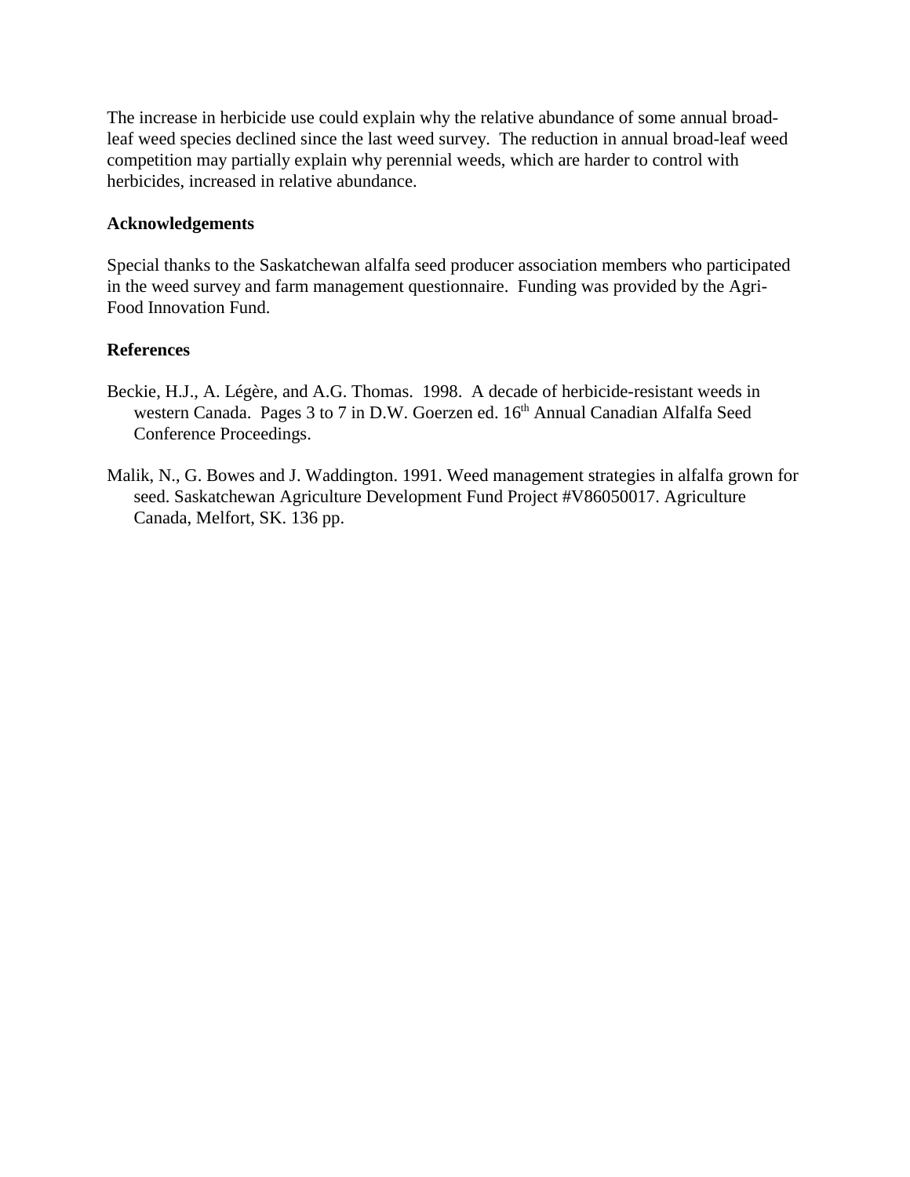The increase in herbicide use could explain why the relative abundance of some annual broad-leaf weed species declined since the last weed survey. The reduction in annual broad-leaf weed competition may partially explain why perennial weeds, which are harder to control with herbicides, increased in relative abundance.

## Acknowledgements

Special thanks to the Saskatchewan alfalfa seed producer association members who participated in the weed survey and farm management questionnaire. Funding was provided by the Agri-Food Innovation Fund.

## References

Beckie, H.J., A. Légère, and A.G. Thomas. 1998. A decade of herbicide-resistant weeds in western Canada. Pages 3 to 7 in D.W. Goerzen ed. 16th Annual Canadian Alfalfa Seed Conference Proceedings.

Malik, N., G. Bowes and J. Waddington. 1991. Weed management strategies in alfalfa grown for seed. Saskatchewan Agriculture Development Fund Project #V86050017. Agriculture Canada, Melfort, SK. 136 pp.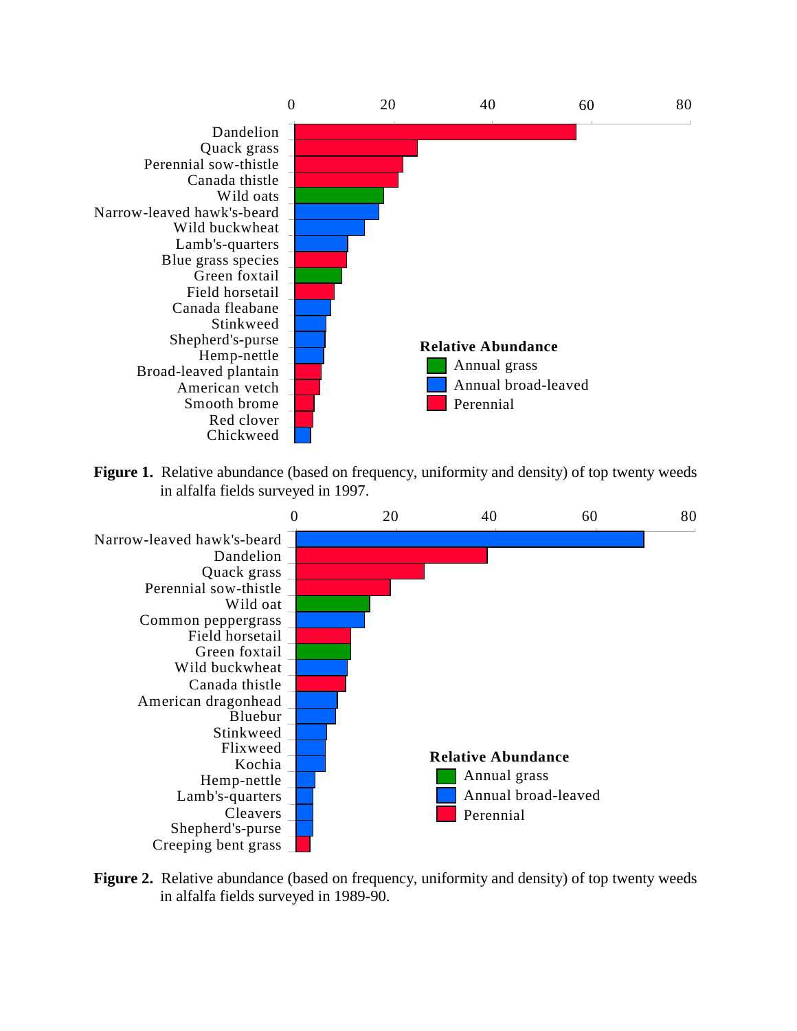**Figure 1.** Relative abundance (based on frequency, uniformity and density) of top twenty weeds in alfalfa fields surveyed in 1997.

**Figure 2.** Relative abundance (based on frequency, uniformity and density) of top twenty weeds in alfalfa fields surveyed in 1989-90.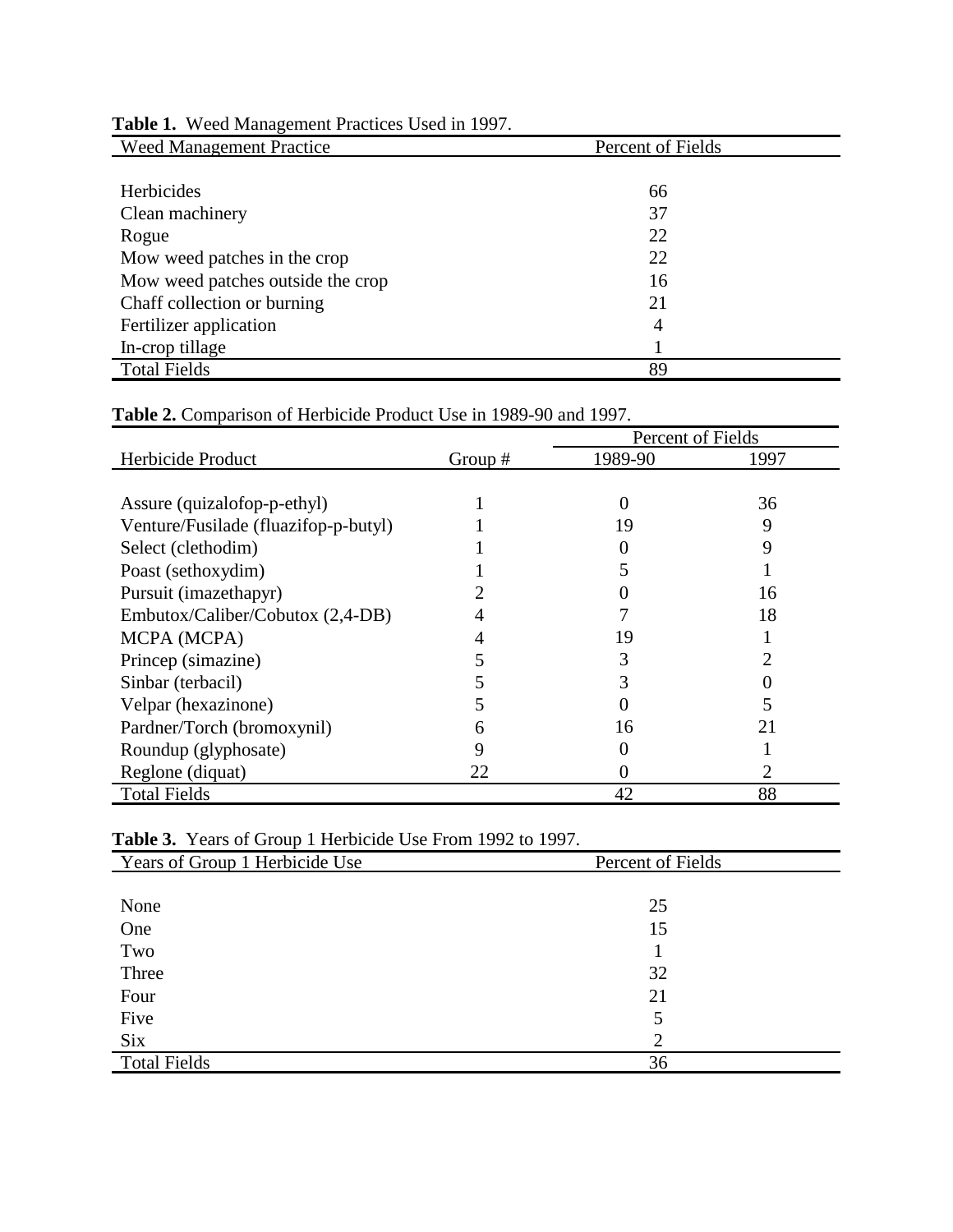**Table 1.** Weed Management Practices Used in 1997.

| Weed Management Practice | Percent of Fields |
|---|---|
| Herbicides | 66 |
| Clean machinery | 37 |
| Rogue | 22 |
| Mow weed patches in the crop | 22 |
| Mow weed patches outside the crop | 16 |
| Chaff collection or burning | 21 |
| Fertilizer application | 4 |
| In-crop tillage | 1 |
| Total Fields | 89 |

**Table 2.** Comparison of Herbicide Product Use in 1989-90 and 1997.

| | | Percent of Fields | |
|---|---|---|---|
| Herbicide Product | Group # | 1989-90 | 1997 |
| Assure (quizalofop-p-ethyl) | 1 | 0 | 36 |
| Venture/Fusilade (fluazifop-p-butyl) | 1 | 19 | 9 |
| Select (clethodim) | 1 | 0 | 9 |
| Poast (sethoxydim) | 1 | 5 | 1 |
| Pursuit (imazethapyr) | 2 | 0 | 16 |
| Embutox/Caliber/Cobutox (2,4-DB) | 4 | 7 | 18 |
| MCPA (MCPA) | 4 | 19 | 1 |
| Princep (simazine) | 5 | 3 | 2 |
| Sinbar (terbacil) | 5 | 3 | 0 |
| Velpar (hexazinone) | 5 | 0 | 5 |
| Pardner/Torch (bromoxynil) | 6 | 16 | 21 |
| Roundup (glyphosate) | 9 | 0 | 1 |
| Reglone (diquat) | 22 | 0 | 2 |
| Total Fields | | 42 | 88 |

**Table 3.** Years of Group 1 Herbicide Use From 1992 to 1997.

| Years of Group 1 Herbicide Use | Percent of Fields |
|---|---|
| None | 25 |
| One | 15 |
| Two | 1 |
| Three | 32 |
| Four | 21 |
| Five | 5 |
| Six | 2 |
| Total Fields | 36 |